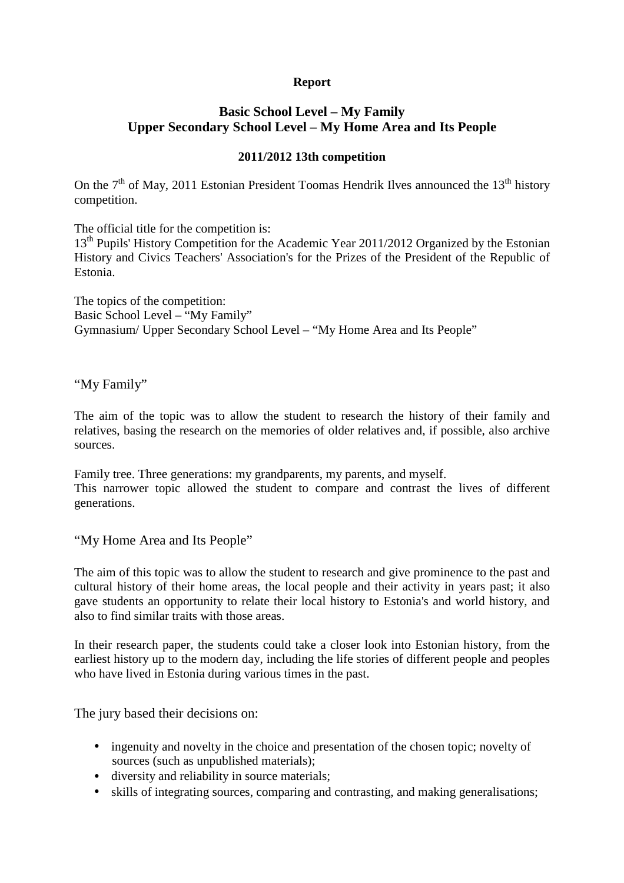**Report**

## Basic School Level – My Family
## Upper Secondary School Level – My Home Area and Its People

**2011/2012 13th competition**

On the 7th of May, 2011 Estonian President Toomas Hendrik Ilves announced the 13th history competition.

The official title for the competition is:
13th Pupils' History Competition for the Academic Year 2011/2012 Organized by the Estonian History and Civics Teachers' Association's for the Prizes of the President of the Republic of Estonia.

The topics of the competition:
Basic School Level – "My Family"
Gymnasium/ Upper Secondary School Level – "My Home Area and Its People"

"My Family"

The aim of the topic was to allow the student to research the history of their family and relatives, basing the research on the memories of older relatives and, if possible, also archive sources.

Family tree. Three generations: my grandparents, my parents, and myself.
This narrower topic allowed the student to compare and contrast the lives of different generations.

"My Home Area and Its People"

The aim of this topic was to allow the student to research and give prominence to the past and cultural history of their home areas, the local people and their activity in years past; it also gave students an opportunity to relate their local history to Estonia's and world history, and also to find similar traits with those areas.

In their research paper, the students could take a closer look into Estonian history, from the earliest history up to the modern day, including the life stories of different people and peoples who have lived in Estonia during various times in the past.

The jury based their decisions on:

- ingenuity and novelty in the choice and presentation of the chosen topic; novelty of sources (such as unpublished materials);
- diversity and reliability in source materials;
- skills of integrating sources, comparing and contrasting, and making generalisations;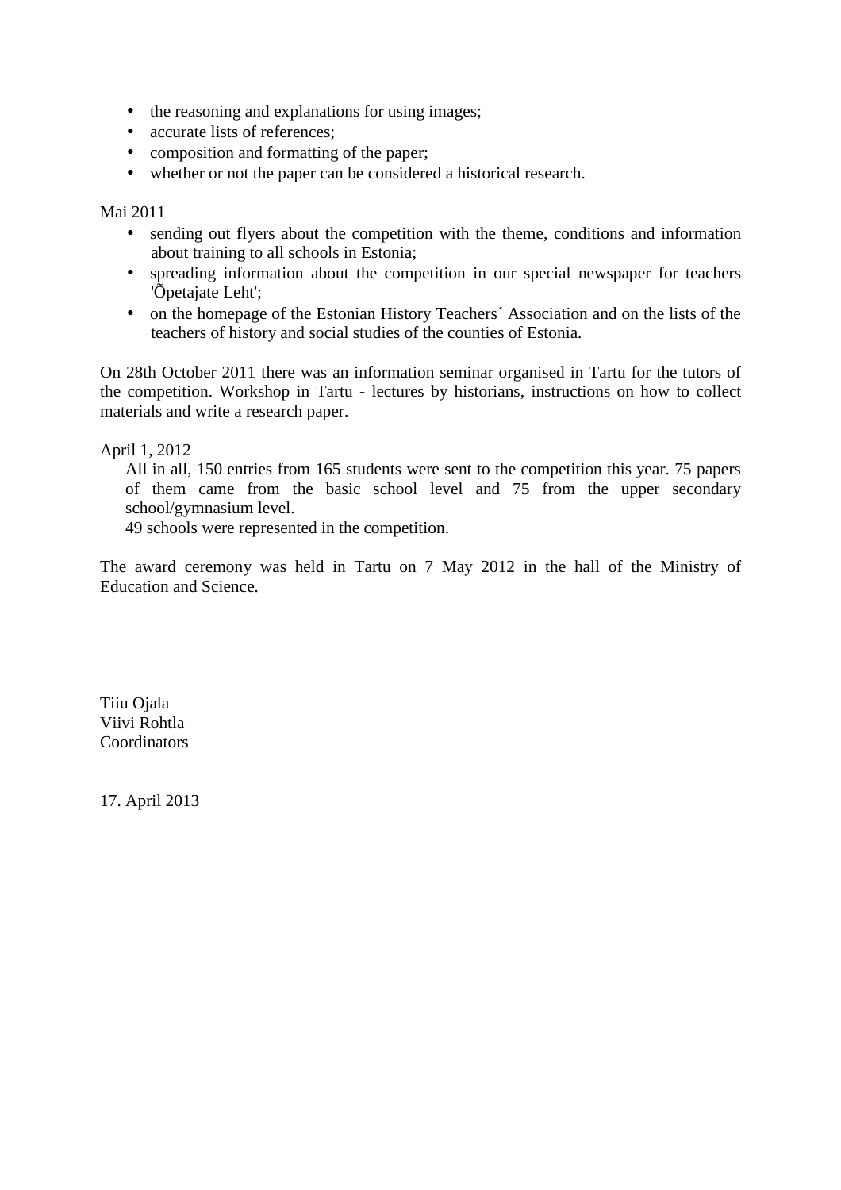- the reasoning and explanations for using images;
- accurate lists of references;
- composition and formatting of the paper;
- whether or not the paper can be considered a historical research.

Mai 2011

- sending out flyers about the competition with the theme, conditions and information about training to all schools in Estonia;
- spreading information about the competition in our special newspaper for teachers 'Õpetajate Leht';
- on the homepage of the Estonian History Teachers´ Association and on the lists of the teachers of history and social studies of the counties of Estonia.

On 28th October 2011 there was an information seminar organised in Tartu for the tutors of the competition. Workshop in Tartu - lectures by historians, instructions on how to collect materials and write a research paper.

April 1, 2012

All in all, 150 entries from 165 students were sent to the competition this year. 75 papers of them came from the basic school level and 75 from the upper secondary school/gymnasium level.

49 schools were represented in the competition.

The award ceremony was held in Tartu on 7 May 2012 in the hall of the Ministry of Education and Science.

Tiiu Ojala
Viivi Rohtla
Coordinators

17. April 2013